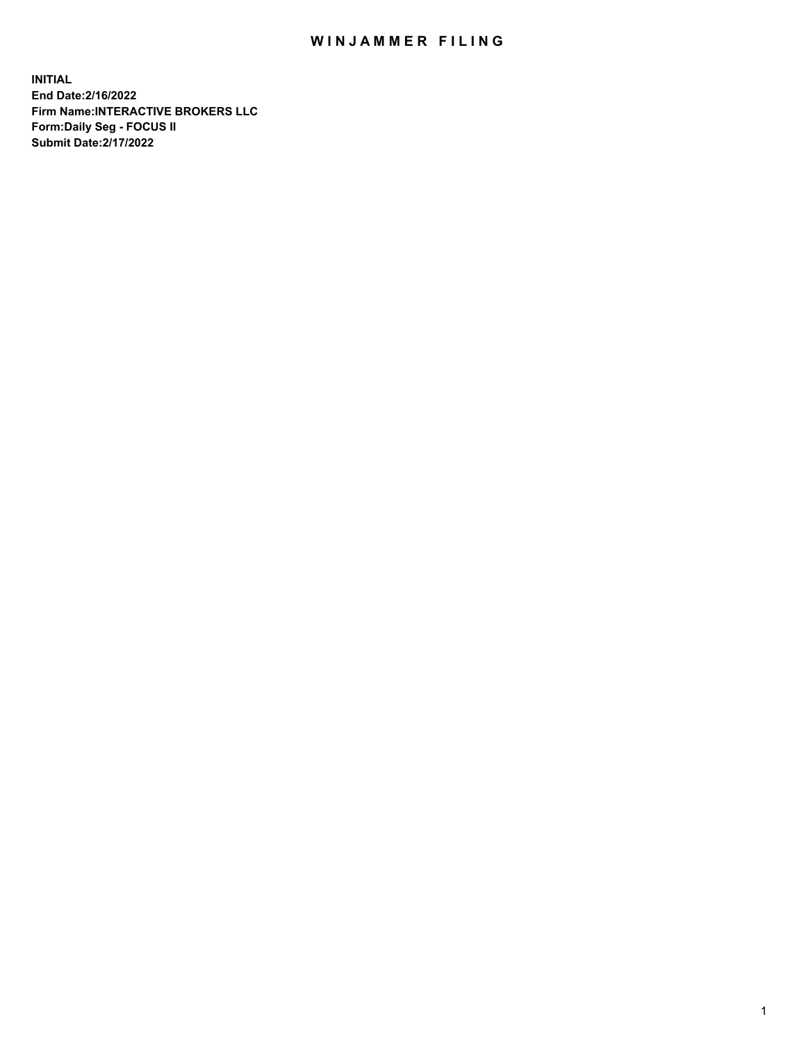# WINJAMMER FILING

**INITIAL**
**End Date:2/16/2022**
**Firm Name:INTERACTIVE BROKERS LLC**
**Form:Daily Seg - FOCUS II**
**Submit Date:2/17/2022**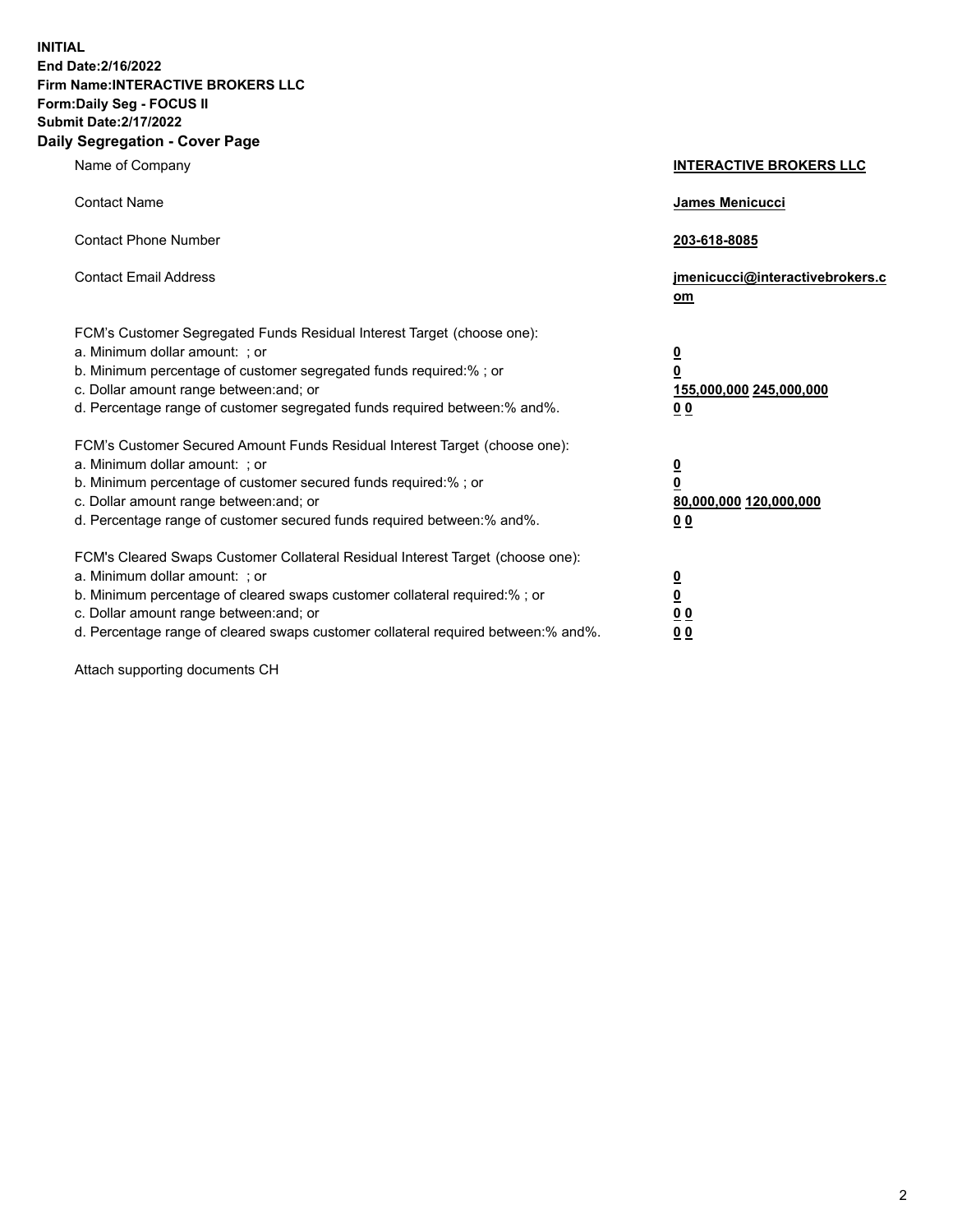**INITIAL**
**End Date:2/16/2022**
**Firm Name:INTERACTIVE BROKERS LLC**
**Form:Daily Seg - FOCUS II**
**Submit Date:2/17/2022**
**Daily Segregation - Cover Page**

| | |
|---|---|
| Name of Company | **INTERACTIVE BROKERS LLC** |
| Contact Name | **James Menicucci** |
| Contact Phone Number | **203-618-8085** |
| Contact Email Address | **jmenicucci@interactivebrokers.com** |
| FCM's Customer Segregated Funds Residual Interest Target (choose one): | |
| a. Minimum dollar amount: ; or | **0** |
| b. Minimum percentage of customer segregated funds required:% ; or | **0** |
| c. Dollar amount range between:and; or | **155,000,000 245,000,000** |
| d. Percentage range of customer segregated funds required between:% and%. | **0 0** |
| FCM's Customer Secured Amount Funds Residual Interest Target (choose one): | |
| a. Minimum dollar amount: ; or | **0** |
| b. Minimum percentage of customer secured funds required:% ; or | **0** |
| c. Dollar amount range between:and; or | **80,000,000 120,000,000** |
| d. Percentage range of customer secured funds required between:% and%. | **0 0** |
| FCM's Cleared Swaps Customer Collateral Residual Interest Target (choose one): | |
| a. Minimum dollar amount: ; or | **0** |
| b. Minimum percentage of cleared swaps customer collateral required:% ; or | **0** |
| c. Dollar amount range between:and; or | **0 0** |
| d. Percentage range of cleared swaps customer collateral required between:% and%. | **0 0** |

Attach supporting documents CH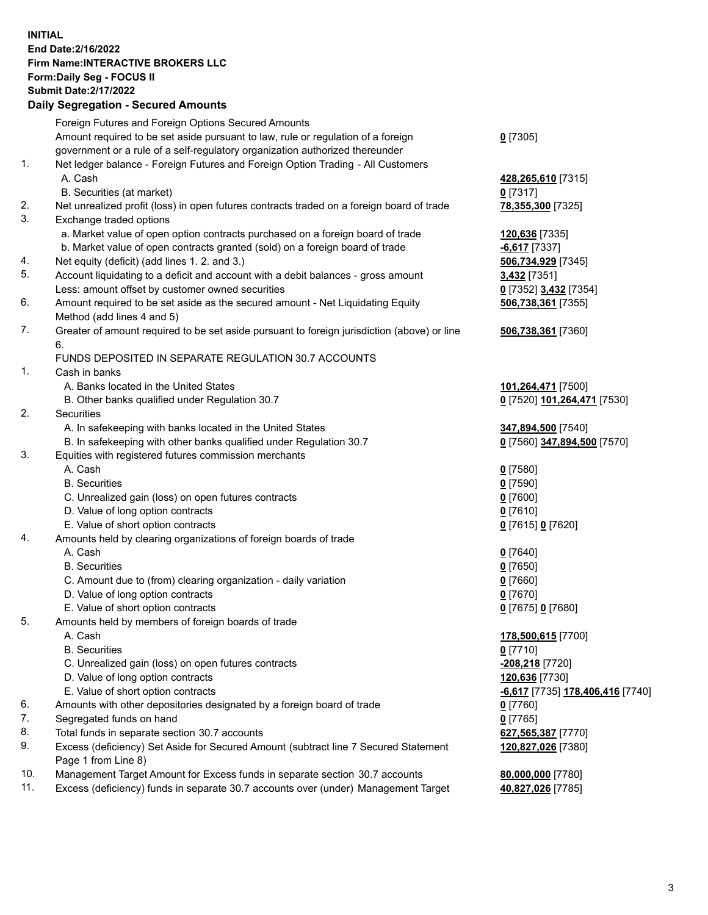**INITIAL**
**End Date:2/16/2022**
**Firm Name:INTERACTIVE BROKERS LLC**
**Form:Daily Seg - FOCUS II**
**Submit Date:2/17/2022**

## Daily Segregation - Secured Amounts

| | | |
|---|---|---|
| | Foreign Futures and Foreign Options Secured Amounts | |
| | Amount required to be set aside pursuant to law, rule or regulation of a foreign government or a rule of a self-regulatory organization authorized thereunder | **0** [7305] |
| 1. | Net ledger balance - Foreign Futures and Foreign Option Trading - All Customers | |
| | A. Cash | **428,265,610** [7315] |
| | B. Securities (at market) | **0** [7317] |
| 2. | Net unrealized profit (loss) in open futures contracts traded on a foreign board of trade | **78,355,300** [7325] |
| 3. | Exchange traded options | |
| | a. Market value of open option contracts purchased on a foreign board of trade | **120,636** [7335] |
| | b. Market value of open contracts granted (sold) on a foreign board of trade | **-6,617** [7337] |
| 4. | Net equity (deficit) (add lines 1. 2. and 3.) | **506,734,929** [7345] |
| 5. | Account liquidating to a deficit and account with a debit balances - gross amount | **3,432** [7351] |
| | Less: amount offset by customer owned securities | **0** [7352] **3,432** [7354] |
| 6. | Amount required to be set aside as the secured amount - Net Liquidating Equity Method (add lines 4 and 5) | **506,738,361** [7355] |
| 7. | Greater of amount required to be set aside pursuant to foreign jurisdiction (above) or line 6. | **506,738,361** [7360] |
| | FUNDS DEPOSITED IN SEPARATE REGULATION 30.7 ACCOUNTS | |
| 1. | Cash in banks | |
| | A. Banks located in the United States | **101,264,471** [7500] |
| | B. Other banks qualified under Regulation 30.7 | **0** [7520] **101,264,471** [7530] |
| 2. | Securities | |
| | A. In safekeeping with banks located in the United States | **347,894,500** [7540] |
| | B. In safekeeping with other banks qualified under Regulation 30.7 | **0** [7560] **347,894,500** [7570] |
| 3. | Equities with registered futures commission merchants | |
| | A. Cash | **0** [7580] |
| | B. Securities | **0** [7590] |
| | C. Unrealized gain (loss) on open futures contracts | **0** [7600] |
| | D. Value of long option contracts | **0** [7610] |
| | E. Value of short option contracts | **0** [7615] **0** [7620] |
| 4. | Amounts held by clearing organizations of foreign boards of trade | |
| | A. Cash | **0** [7640] |
| | B. Securities | **0** [7650] |
| | C. Amount due to (from) clearing organization - daily variation | **0** [7660] |
| | D. Value of long option contracts | **0** [7670] |
| | E. Value of short option contracts | **0** [7675] **0** [7680] |
| 5. | Amounts held by members of foreign boards of trade | |
| | A. Cash | **178,500,615** [7700] |
| | B. Securities | **0** [7710] |
| | C. Unrealized gain (loss) on open futures contracts | **-208,218** [7720] |
| | D. Value of long option contracts | **120,636** [7730] |
| | E. Value of short option contracts | **-6,617** [7735] **178,406,416** [7740] |
| 6. | Amounts with other depositories designated by a foreign board of trade | **0** [7760] |
| 7. | Segregated funds on hand | **0** [7765] |
| 8. | Total funds in separate section 30.7 accounts | **627,565,387** [7770] |
| 9. | Excess (deficiency) Set Aside for Secured Amount (subtract line 7 Secured Statement Page 1 from Line 8) | **120,827,026** [7380] |
| 10. | Management Target Amount for Excess funds in separate section 30.7 accounts | **80,000,000** [7780] |
| 11. | Excess (deficiency) funds in separate 30.7 accounts over (under) Management Target | **40,827,026** [7785] |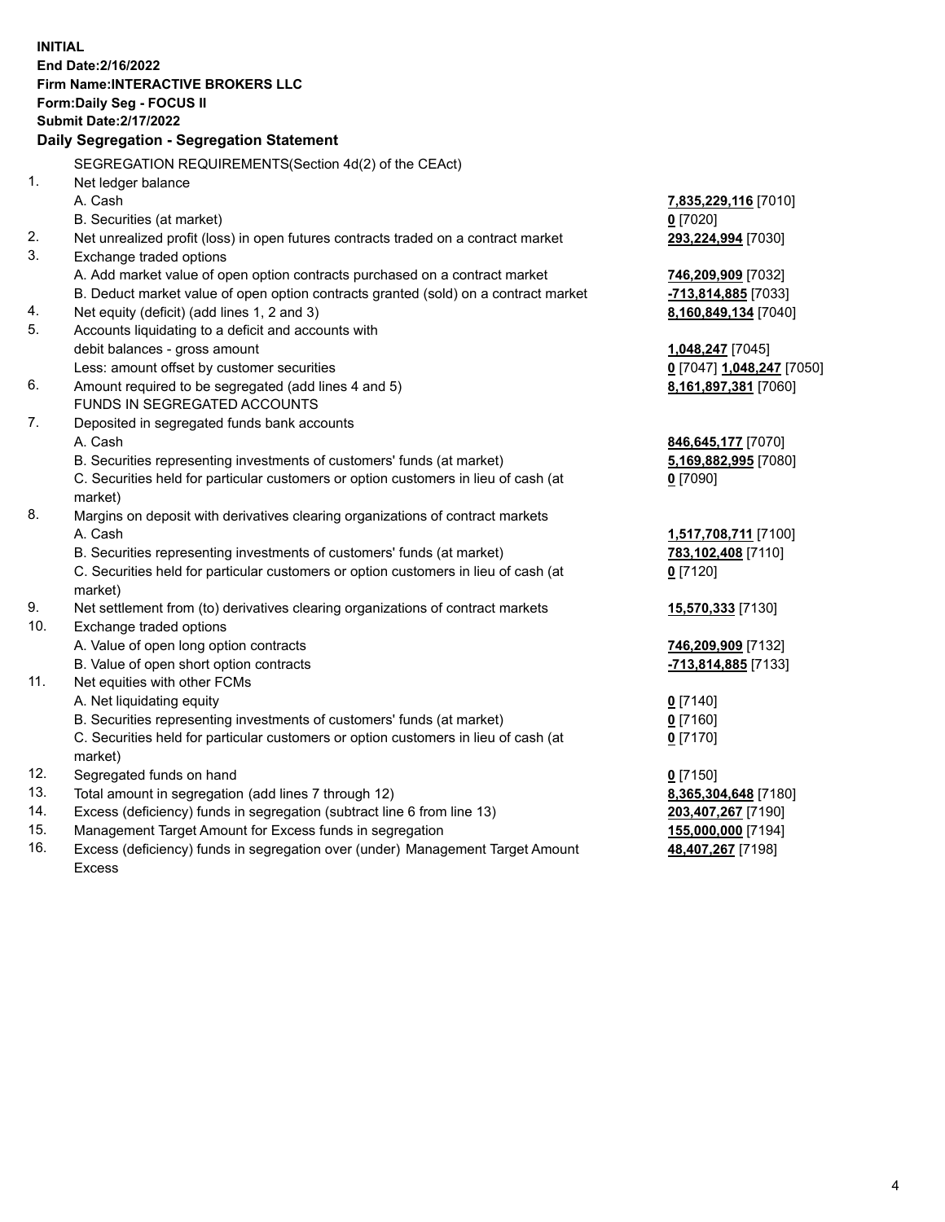**INITIAL**
**End Date:2/16/2022**
**Firm Name:INTERACTIVE BROKERS LLC**
**Form:Daily Seg - FOCUS II**
**Submit Date:2/17/2022**

### Daily Segregation - Segregation Statement

SEGREGATION REQUIREMENTS(Section 4d(2) of the CEAct)

| | | |
|---|---|---|
| 1. | Net ledger balance | |
| | A. Cash | **7,835,229,116** [7010] |
| | B. Securities (at market) | **0** [7020] |
| 2. | Net unrealized profit (loss) in open futures contracts traded on a contract market | **293,224,994** [7030] |
| 3. | Exchange traded options | |
| | A. Add market value of open option contracts purchased on a contract market | **746,209,909** [7032] |
| | B. Deduct market value of open option contracts granted (sold) on a contract market | **-713,814,885** [7033] |
| 4. | Net equity (deficit) (add lines 1, 2 and 3) | **8,160,849,134** [7040] |
| 5. | Accounts liquidating to a deficit and accounts with debit balances - gross amount | **1,048,247** [7045] |
| | Less: amount offset by customer securities | **0** [7047] **1,048,247** [7050] |
| 6. | Amount required to be segregated (add lines 4 and 5) | **8,161,897,381** [7060] |
| | FUNDS IN SEGREGATED ACCOUNTS | |
| 7. | Deposited in segregated funds bank accounts | |
| | A. Cash | **846,645,177** [7070] |
| | B. Securities representing investments of customers' funds (at market) | **5,169,882,995** [7080] |
| | C. Securities held for particular customers or option customers in lieu of cash (at market) | **0** [7090] |
| 8. | Margins on deposit with derivatives clearing organizations of contract markets | |
| | A. Cash | **1,517,708,711** [7100] |
| | B. Securities representing investments of customers' funds (at market) | **783,102,408** [7110] |
| | C. Securities held for particular customers or option customers in lieu of cash (at market) | **0** [7120] |
| 9. | Net settlement from (to) derivatives clearing organizations of contract markets | **15,570,333** [7130] |
| 10. | Exchange traded options | |
| | A. Value of open long option contracts | **746,209,909** [7132] |
| | B. Value of open short option contracts | **-713,814,885** [7133] |
| 11. | Net equities with other FCMs | |
| | A. Net liquidating equity | **0** [7140] |
| | B. Securities representing investments of customers' funds (at market) | **0** [7160] |
| | C. Securities held for particular customers or option customers in lieu of cash (at market) | **0** [7170] |
| 12. | Segregated funds on hand | **0** [7150] |
| 13. | Total amount in segregation (add lines 7 through 12) | **8,365,304,648** [7180] |
| 14. | Excess (deficiency) funds in segregation (subtract line 6 from line 13) | **203,407,267** [7190] |
| 15. | Management Target Amount for Excess funds in segregation | **155,000,000** [7194] |
| 16. | Excess (deficiency) funds in segregation over (under) Management Target Amount Excess | **48,407,267** [7198] |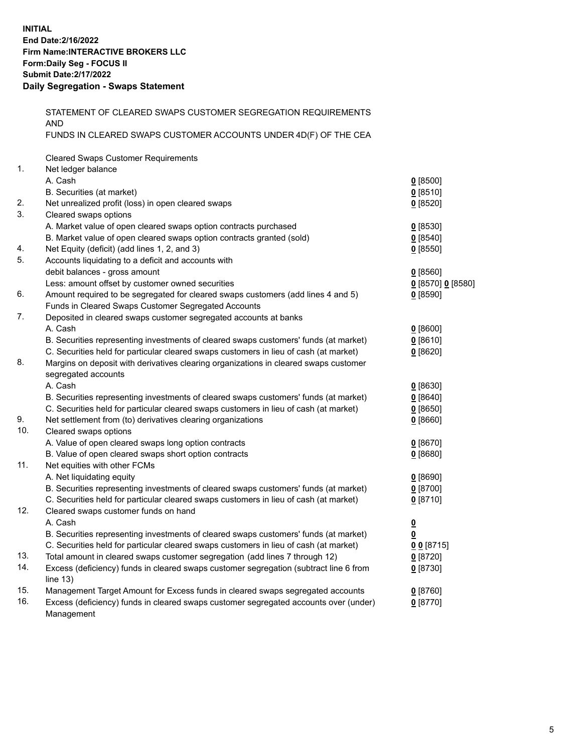**INITIAL**
**End Date:2/16/2022**
**Firm Name:INTERACTIVE BROKERS LLC**
**Form:Daily Seg - FOCUS II**
**Submit Date:2/17/2022**
**Daily Segregation - Swaps Statement**

STATEMENT OF CLEARED SWAPS CUSTOMER SEGREGATION REQUIREMENTS AND FUNDS IN CLEARED SWAPS CUSTOMER ACCOUNTS UNDER 4D(F) OF THE CEA

| | | |
|---|---|---|
| | Cleared Swaps Customer Requirements | |
| 1. | Net ledger balance | |
| | A. Cash | 0 [8500] |
| | B. Securities (at market) | 0 [8510] |
| 2. | Net unrealized profit (loss) in open cleared swaps | 0 [8520] |
| 3. | Cleared swaps options | |
| | A. Market value of open cleared swaps option contracts purchased | 0 [8530] |
| | B. Market value of open cleared swaps option contracts granted (sold) | 0 [8540] |
| 4. | Net Equity (deficit) (add lines 1, 2, and 3) | 0 [8550] |
| 5. | Accounts liquidating to a deficit and accounts with | |
| | debit balances - gross amount | 0 [8560] |
| | Less: amount offset by customer owned securities | 0 [8570] 0 [8580] |
| 6. | Amount required to be segregated for cleared swaps customers (add lines 4 and 5) | 0 [8590] |
| | Funds in Cleared Swaps Customer Segregated Accounts | |
| 7. | Deposited in cleared swaps customer segregated accounts at banks | |
| | A. Cash | 0 [8600] |
| | B. Securities representing investments of cleared swaps customers' funds (at market) | 0 [8610] |
| | C. Securities held for particular cleared swaps customers in lieu of cash (at market) | 0 [8620] |
| 8. | Margins on deposit with derivatives clearing organizations in cleared swaps customer segregated accounts | |
| | A. Cash | 0 [8630] |
| | B. Securities representing investments of cleared swaps customers' funds (at market) | 0 [8640] |
| | C. Securities held for particular cleared swaps customers in lieu of cash (at market) | 0 [8650] |
| 9. | Net settlement from (to) derivatives clearing organizations | 0 [8660] |
| 10. | Cleared swaps options | |
| | A. Value of open cleared swaps long option contracts | 0 [8670] |
| | B. Value of open cleared swaps short option contracts | 0 [8680] |
| 11. | Net equities with other FCMs | |
| | A. Net liquidating equity | 0 [8690] |
| | B. Securities representing investments of cleared swaps customers' funds (at market) | 0 [8700] |
| | C. Securities held for particular cleared swaps customers in lieu of cash (at market) | 0 [8710] |
| 12. | Cleared swaps customer funds on hand | |
| | A. Cash | 0 |
| | B. Securities representing investments of cleared swaps customers' funds (at market) | 0 |
| | C. Securities held for particular cleared swaps customers in lieu of cash (at market) | 0 0 [8715] |
| 13. | Total amount in cleared swaps customer segregation (add lines 7 through 12) | 0 [8720] |
| 14. | Excess (deficiency) funds in cleared swaps customer segregation (subtract line 6 from line 13) | 0 [8730] |
| 15. | Management Target Amount for Excess funds in cleared swaps segregated accounts | 0 [8760] |
| 16. | Excess (deficiency) funds in cleared swaps customer segregated accounts over (under) Management | 0 [8770] |